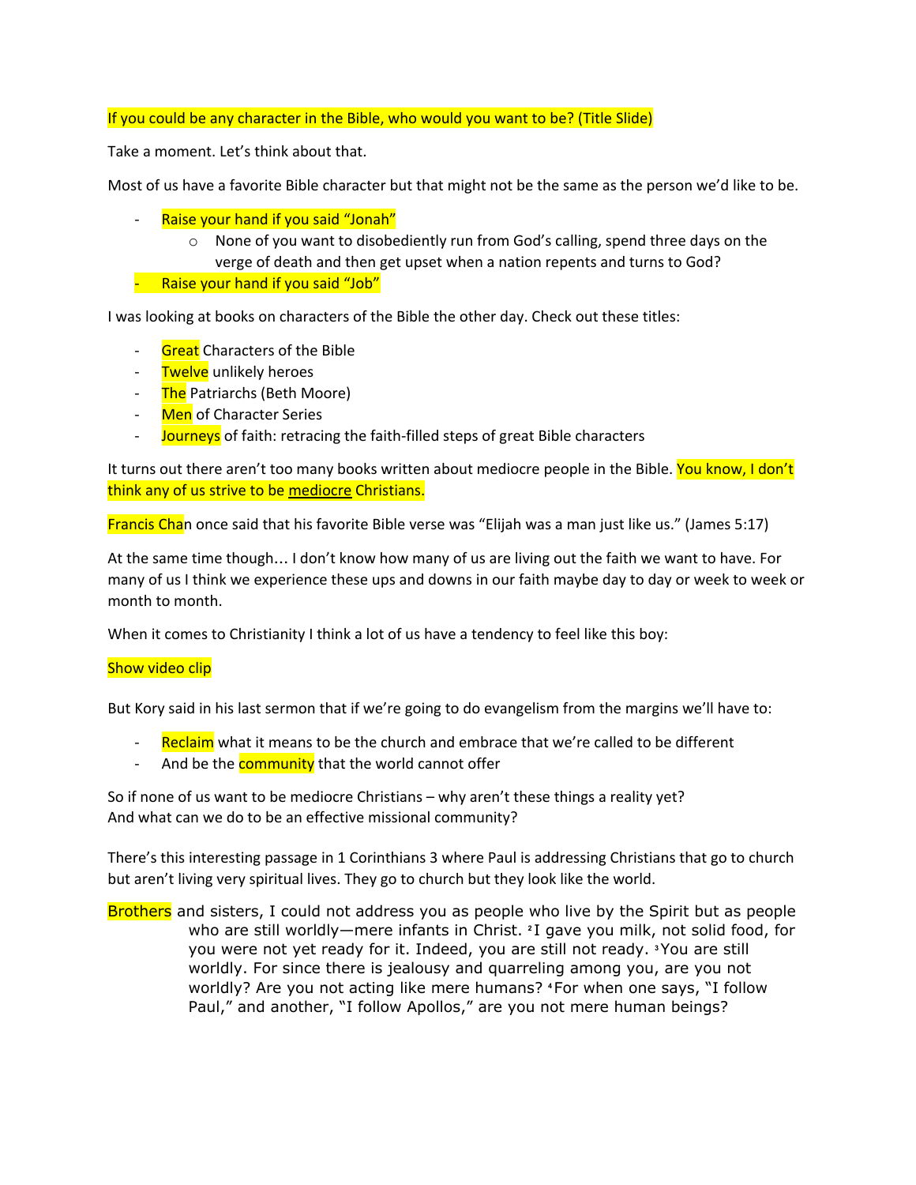If you could be any character in the Bible, who would you want to be? (Title Slide)

Take a moment. Let's think about that.

Most of us have a favorite Bible character but that might not be the same as the person we'd like to be.

- Raise your hand if you said "Jonah"
    - None of you want to disobediently run from God's calling, spend three days on the verge of death and then get upset when a nation repents and turns to God?
- Raise your hand if you said "Job"

I was looking at books on characters of the Bible the other day. Check out these titles:

- Great Characters of the Bible
- Twelve unlikely heroes
- The Patriarchs (Beth Moore)
- Men of Character Series
- Journeys of faith: retracing the faith-filled steps of great Bible characters

It turns out there aren't too many books written about mediocre people in the Bible. You know, I don't think any of us strive to be mediocre Christians.

Francis Chan once said that his favorite Bible verse was "Elijah was a man just like us." (James 5:17)

At the same time though… I don't know how many of us are living out the faith we want to have. For many of us I think we experience these ups and downs in our faith maybe day to day or week to week or month to month.

When it comes to Christianity I think a lot of us have a tendency to feel like this boy:

Show video clip

But Kory said in his last sermon that if we're going to do evangelism from the margins we'll have to:

- Reclaim what it means to be the church and embrace that we're called to be different
- And be the community that the world cannot offer

So if none of us want to be mediocre Christians – why aren't these things a reality yet?
And what can we do to be an effective missional community?

There's this interesting passage in 1 Corinthians 3 where Paul is addressing Christians that go to church but aren't living very spiritual lives. They go to church but they look like the world.

Brothers and sisters, I could not address you as people who live by the Spirit but as people who are still worldly—mere infants in Christ. [2] I gave you milk, not solid food, for you were not yet ready for it. Indeed, you are still not ready. [3] You are still worldly. For since there is jealousy and quarreling among you, are you not worldly? Are you not acting like mere humans? [4] For when one says, "I follow Paul," and another, "I follow Apollos," are you not mere human beings?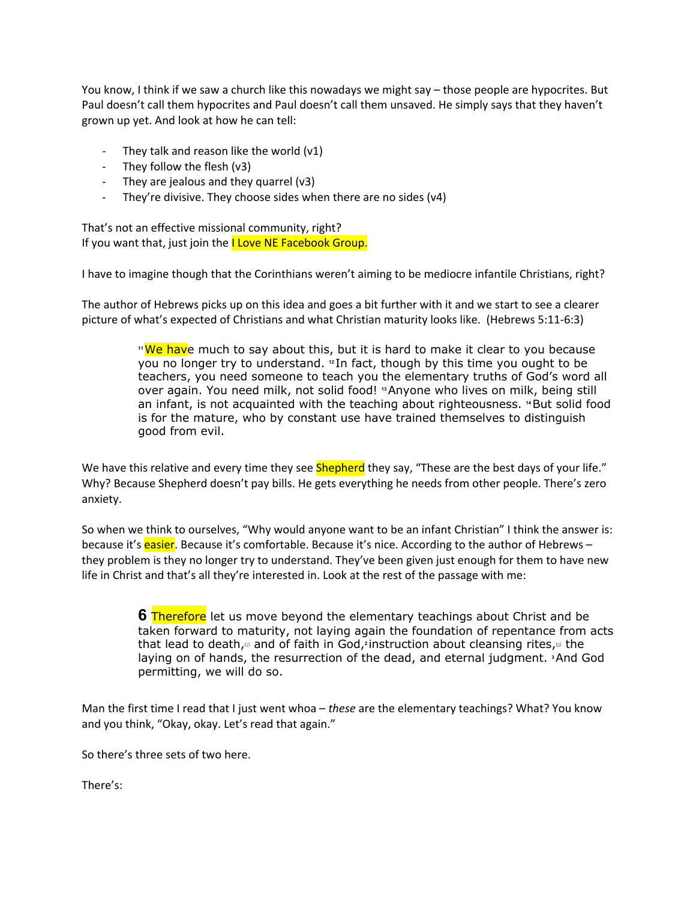You know, I think if we saw a church like this nowadays we might say – those people are hypocrites. But Paul doesn't call them hypocrites and Paul doesn't call them unsaved. He simply says that they haven't grown up yet. And look at how he can tell:

- They talk and reason like the world (v1)
- They follow the flesh (v3)
- They are jealous and they quarrel (v3)
- They're divisive. They choose sides when there are no sides (v4)

That's not an effective missional community, right?
If you want that, just join the I Love NE Facebook Group.

I have to imagine though that the Corinthians weren't aiming to be mediocre infantile Christians, right?

The author of Hebrews picks up on this idea and goes a bit further with it and we start to see a clearer picture of what's expected of Christians and what Christian maturity looks like. (Hebrews 5:11-6:3)

> [11] We have much to say about this, but it is hard to make it clear to you because you no longer try to understand. [12] In fact, though by this time you ought to be teachers, you need someone to teach you the elementary truths of God's word all over again. You need milk, not solid food! [13] Anyone who lives on milk, being still an infant, is not acquainted with the teaching about righteousness. [14] But solid food is for the mature, who by constant use have trained themselves to distinguish good from evil.

We have this relative and every time they see Shepherd they say, "These are the best days of your life." Why? Because Shepherd doesn't pay bills. He gets everything he needs from other people. There's zero anxiety.

So when we think to ourselves, "Why would anyone want to be an infant Christian" I think the answer is: because it's easier. Because it's comfortable. Because it's nice. According to the author of Hebrews – they problem is they no longer try to understand. They've been given just enough for them to have new life in Christ and that's all they're interested in. Look at the rest of the passage with me:

> **6** Therefore let us move beyond the elementary teachings about Christ and be taken forward to maturity, not laying again the foundation of repentance from acts that lead to death,[a] and of faith in God, [2] instruction about cleansing rites,[b] the laying on of hands, the resurrection of the dead, and eternal judgment. [3] And God permitting, we will do so.

Man the first time I read that I just went whoa – *these* are the elementary teachings? What? You know and you think, "Okay, okay. Let's read that again."

So there's three sets of two here.

There's: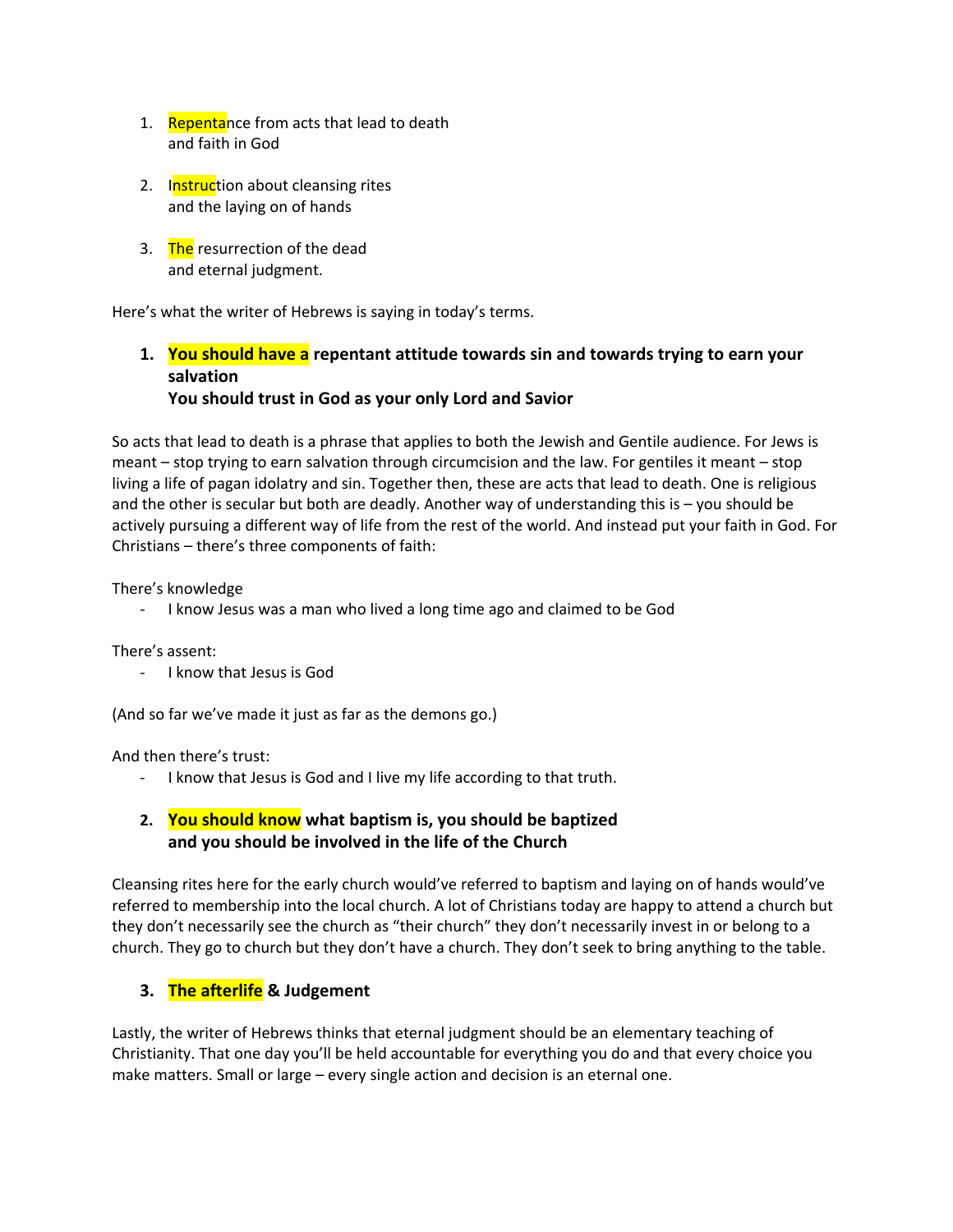1. Repentance from acts that lead to death
   and faith in God

2. Instruction about cleansing rites
   and the laying on of hands

3. The resurrection of the dead
   and eternal judgment.

Here's what the writer of Hebrews is saying in today's terms.

1. **You should have a repentant attitude towards sin and towards trying to earn your salvation**
   **You should trust in God as your only Lord and Savior**

So acts that lead to death is a phrase that applies to both the Jewish and Gentile audience. For Jews is meant – stop trying to earn salvation through circumcision and the law. For gentiles it meant – stop living a life of pagan idolatry and sin. Together then, these are acts that lead to death. One is religious and the other is secular but both are deadly. Another way of understanding this is – you should be actively pursuing a different way of life from the rest of the world. And instead put your faith in God. For Christians – there's three components of faith:

There's knowledge

- I know Jesus was a man who lived a long time ago and claimed to be God

There's assent:

- I know that Jesus is God

(And so far we've made it just as far as the demons go.)

And then there's trust:

- I know that Jesus is God and I live my life according to that truth.

2. **You should know what baptism is, you should be baptized**
   **and you should be involved in the life of the Church**

Cleansing rites here for the early church would've referred to baptism and laying on of hands would've referred to membership into the local church. A lot of Christians today are happy to attend a church but they don't necessarily see the church as "their church" they don't necessarily invest in or belong to a church. They go to church but they don't have a church. They don't seek to bring anything to the table.

3. **The afterlife & Judgement**

Lastly, the writer of Hebrews thinks that eternal judgment should be an elementary teaching of Christianity. That one day you'll be held accountable for everything you do and that every choice you make matters. Small or large – every single action and decision is an eternal one.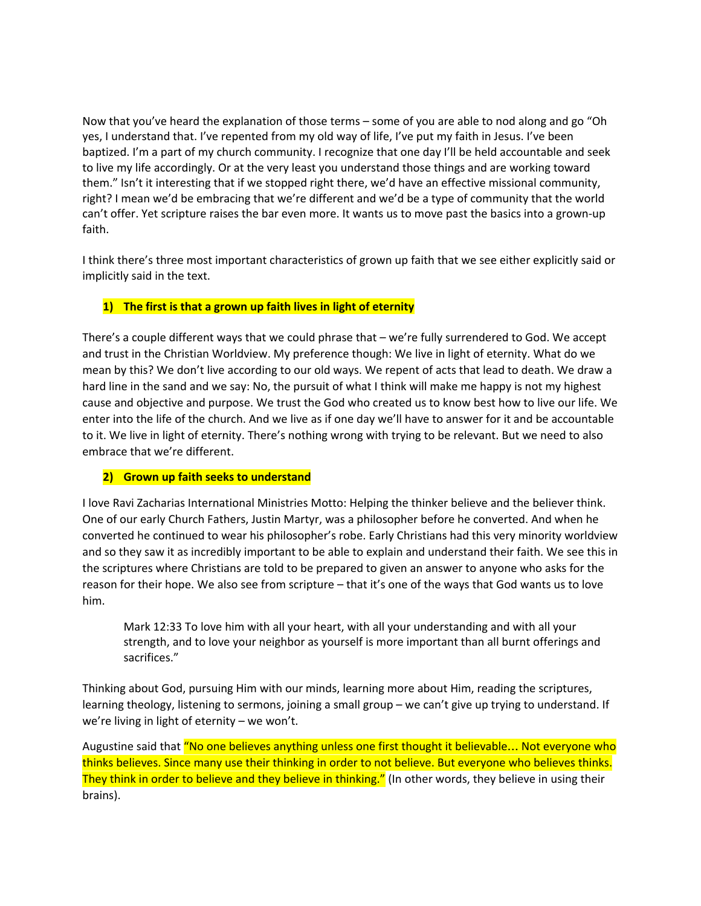Now that you've heard the explanation of those terms – some of you are able to nod along and go "Oh yes, I understand that. I've repented from my old way of life, I've put my faith in Jesus. I've been baptized. I'm a part of my church community. I recognize that one day I'll be held accountable and seek to live my life accordingly. Or at the very least you understand those things and are working toward them." Isn't it interesting that if we stopped right there, we'd have an effective missional community, right? I mean we'd be embracing that we're different and we'd be a type of community that the world can't offer. Yet scripture raises the bar even more. It wants us to move past the basics into a grown-up faith.

I think there's three most important characteristics of grown up faith that we see either explicitly said or implicitly said in the text.

1) **The first is that a grown up faith lives in light of eternity**

There's a couple different ways that we could phrase that – we're fully surrendered to God. We accept and trust in the Christian Worldview. My preference though: We live in light of eternity. What do we mean by this? We don't live according to our old ways. We repent of acts that lead to death. We draw a hard line in the sand and we say: No, the pursuit of what I think will make me happy is not my highest cause and objective and purpose. We trust the God who created us to know best how to live our life. We enter into the life of the church. And we live as if one day we'll have to answer for it and be accountable to it. We live in light of eternity. There's nothing wrong with trying to be relevant. But we need to also embrace that we're different.

2) **Grown up faith seeks to understand**

I love Ravi Zacharias International Ministries Motto: Helping the thinker believe and the believer think. One of our early Church Fathers, Justin Martyr, was a philosopher before he converted. And when he converted he continued to wear his philosopher's robe. Early Christians had this very minority worldview and so they saw it as incredibly important to be able to explain and understand their faith. We see this in the scriptures where Christians are told to be prepared to given an answer to anyone who asks for the reason for their hope. We also see from scripture – that it's one of the ways that God wants us to love him.

> Mark 12:33 To love him with all your heart, with all your understanding and with all your strength, and to love your neighbor as yourself is more important than all burnt offerings and sacrifices."

Thinking about God, pursuing Him with our minds, learning more about Him, reading the scriptures, learning theology, listening to sermons, joining a small group – we can't give up trying to understand. If we're living in light of eternity – we won't.

Augustine said that "No one believes anything unless one first thought it believable… Not everyone who thinks believes. Since many use their thinking in order to not believe. But everyone who believes thinks. They think in order to believe and they believe in thinking." (In other words, they believe in using their brains).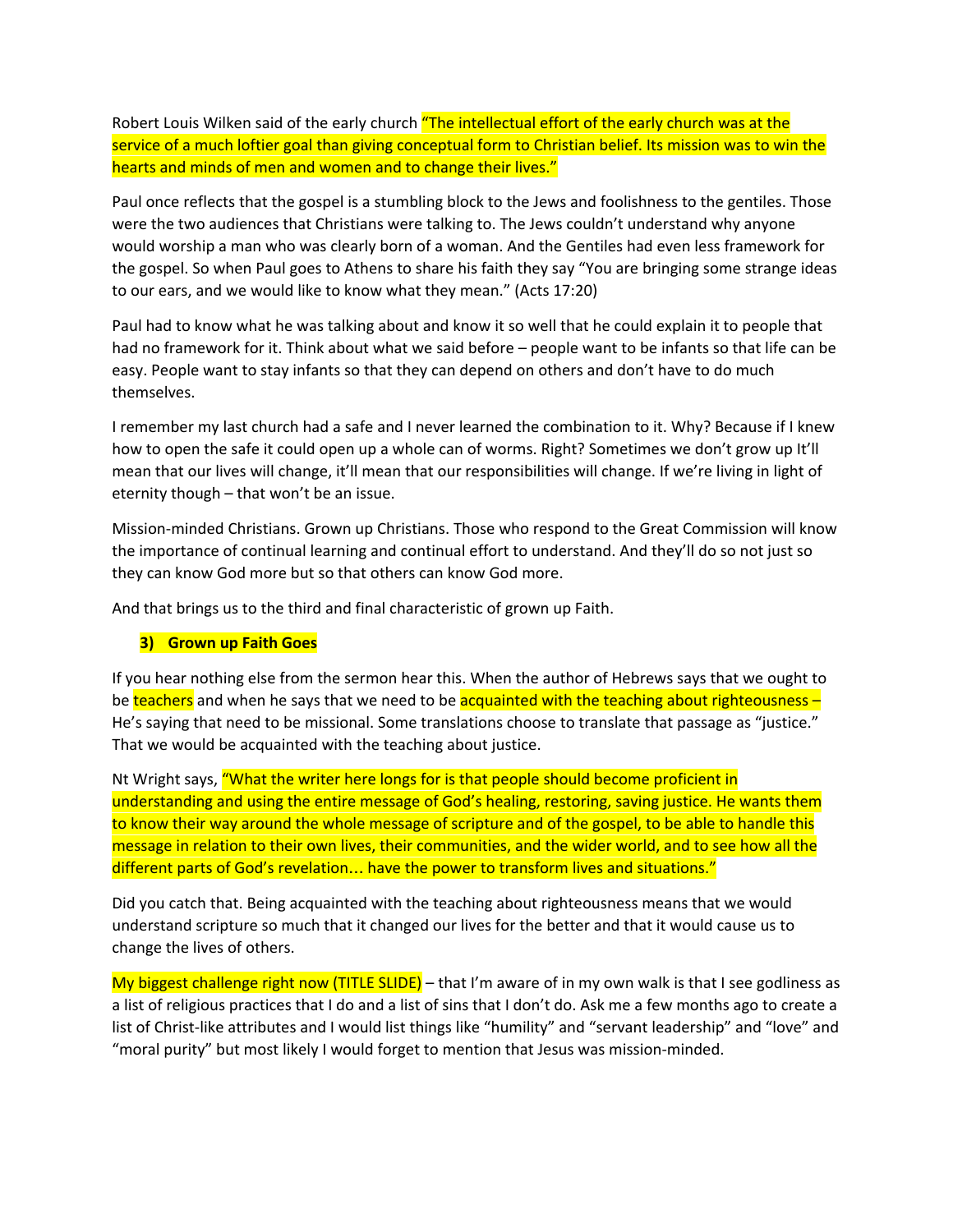Robert Louis Wilken said of the early church "The intellectual effort of the early church was at the service of a much loftier goal than giving conceptual form to Christian belief. Its mission was to win the hearts and minds of men and women and to change their lives."

Paul once reflects that the gospel is a stumbling block to the Jews and foolishness to the gentiles. Those were the two audiences that Christians were talking to. The Jews couldn't understand why anyone would worship a man who was clearly born of a woman. And the Gentiles had even less framework for the gospel. So when Paul goes to Athens to share his faith they say "You are bringing some strange ideas to our ears, and we would like to know what they mean." (Acts 17:20)

Paul had to know what he was talking about and know it so well that he could explain it to people that had no framework for it. Think about what we said before – people want to be infants so that life can be easy. People want to stay infants so that they can depend on others and don't have to do much themselves.

I remember my last church had a safe and I never learned the combination to it. Why? Because if I knew how to open the safe it could open up a whole can of worms. Right? Sometimes we don't grow up It'll mean that our lives will change, it'll mean that our responsibilities will change. If we're living in light of eternity though – that won't be an issue.

Mission-minded Christians. Grown up Christians. Those who respond to the Great Commission will know the importance of continual learning and continual effort to understand. And they'll do so not just so they can know God more but so that others can know God more.

And that brings us to the third and final characteristic of grown up Faith.

### 3) Grown up Faith Goes

If you hear nothing else from the sermon hear this. When the author of Hebrews says that we ought to be teachers and when he says that we need to be acquainted with the teaching about righteousness – He's saying that need to be missional. Some translations choose to translate that passage as "justice." That we would be acquainted with the teaching about justice.

Nt Wright says, "What the writer here longs for is that people should become proficient in understanding and using the entire message of God's healing, restoring, saving justice. He wants them to know their way around the whole message of scripture and of the gospel, to be able to handle this message in relation to their own lives, their communities, and the wider world, and to see how all the different parts of God's revelation… have the power to transform lives and situations."

Did you catch that. Being acquainted with the teaching about righteousness means that we would understand scripture so much that it changed our lives for the better and that it would cause us to change the lives of others.

My biggest challenge right now (TITLE SLIDE) – that I'm aware of in my own walk is that I see godliness as a list of religious practices that I do and a list of sins that I don't do. Ask me a few months ago to create a list of Christ-like attributes and I would list things like "humility" and "servant leadership" and "love" and "moral purity" but most likely I would forget to mention that Jesus was mission-minded.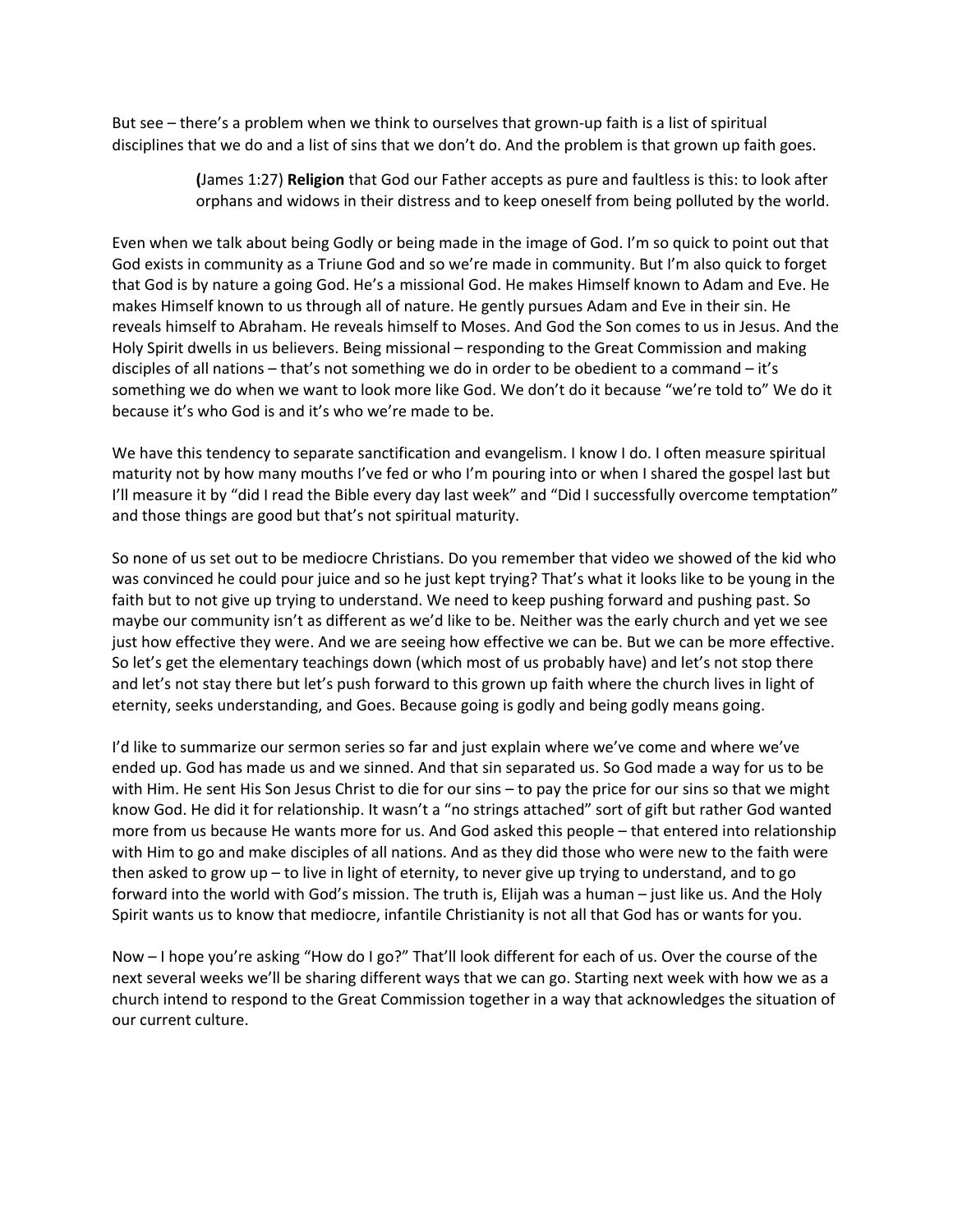But see – there's a problem when we think to ourselves that grown-up faith is a list of spiritual disciplines that we do and a list of sins that we don't do. And the problem is that grown up faith goes.

> **(**James 1:27) **Religion** that God our Father accepts as pure and faultless is this: to look after orphans and widows in their distress and to keep oneself from being polluted by the world.

Even when we talk about being Godly or being made in the image of God. I'm so quick to point out that God exists in community as a Triune God and so we're made in community. But I'm also quick to forget that God is by nature a going God. He's a missional God. He makes Himself known to Adam and Eve. He makes Himself known to us through all of nature. He gently pursues Adam and Eve in their sin. He reveals himself to Abraham. He reveals himself to Moses. And God the Son comes to us in Jesus. And the Holy Spirit dwells in us believers. Being missional – responding to the Great Commission and making disciples of all nations – that's not something we do in order to be obedient to a command – it's something we do when we want to look more like God. We don't do it because "we're told to" We do it because it's who God is and it's who we're made to be.

We have this tendency to separate sanctification and evangelism. I know I do. I often measure spiritual maturity not by how many mouths I've fed or who I'm pouring into or when I shared the gospel last but I'll measure it by "did I read the Bible every day last week" and "Did I successfully overcome temptation" and those things are good but that's not spiritual maturity.

So none of us set out to be mediocre Christians. Do you remember that video we showed of the kid who was convinced he could pour juice and so he just kept trying? That's what it looks like to be young in the faith but to not give up trying to understand. We need to keep pushing forward and pushing past. So maybe our community isn't as different as we'd like to be. Neither was the early church and yet we see just how effective they were. And we are seeing how effective we can be. But we can be more effective. So let's get the elementary teachings down (which most of us probably have) and let's not stop there and let's not stay there but let's push forward to this grown up faith where the church lives in light of eternity, seeks understanding, and Goes. Because going is godly and being godly means going.

I'd like to summarize our sermon series so far and just explain where we've come and where we've ended up. God has made us and we sinned. And that sin separated us. So God made a way for us to be with Him. He sent His Son Jesus Christ to die for our sins – to pay the price for our sins so that we might know God. He did it for relationship. It wasn't a "no strings attached" sort of gift but rather God wanted more from us because He wants more for us. And God asked this people – that entered into relationship with Him to go and make disciples of all nations. And as they did those who were new to the faith were then asked to grow up – to live in light of eternity, to never give up trying to understand, and to go forward into the world with God's mission. The truth is, Elijah was a human – just like us. And the Holy Spirit wants us to know that mediocre, infantile Christianity is not all that God has or wants for you.

Now – I hope you're asking "How do I go?" That'll look different for each of us. Over the course of the next several weeks we'll be sharing different ways that we can go. Starting next week with how we as a church intend to respond to the Great Commission together in a way that acknowledges the situation of our current culture.